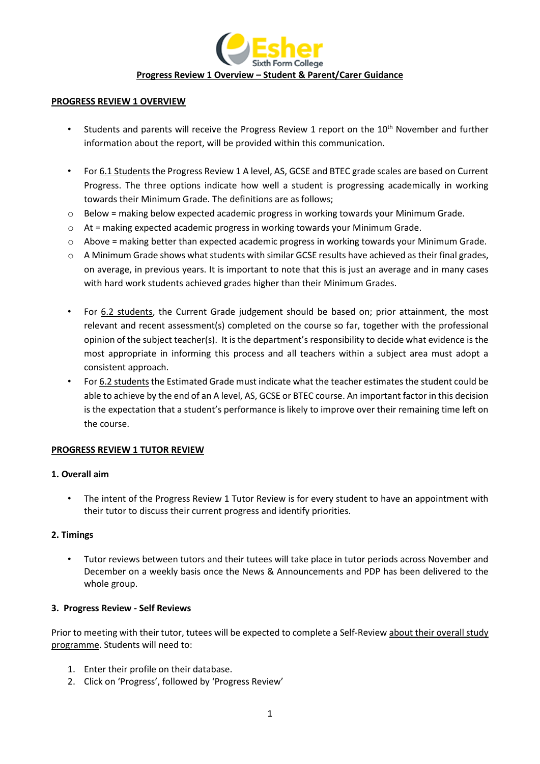**Esher Sixth Form College**

**Progress Review 1 Overview – Student & Parent/Carer Guidance**

## PROGRESS REVIEW 1 OVERVIEW

- Students and parents will receive the Progress Review 1 report on the 10th November and further information about the report, will be provided within this communication.

- For 6.1 Students the Progress Review 1 A level, AS, GCSE and BTEC grade scales are based on Current Progress. The three options indicate how well a student is progressing academically in working towards their Minimum Grade. The definitions are as follows;
  - Below = making below expected academic progress in working towards your Minimum Grade.
  - At = making expected academic progress in working towards your Minimum Grade.
  - Above = making better than expected academic progress in working towards your Minimum Grade.
  - A Minimum Grade shows what students with similar GCSE results have achieved as their final grades, on average, in previous years. It is important to note that this is just an average and in many cases with hard work students achieved grades higher than their Minimum Grades.

- For 6.2 students, the Current Grade judgement should be based on; prior attainment, the most relevant and recent assessment(s) completed on the course so far, together with the professional opinion of the subject teacher(s). It is the department's responsibility to decide what evidence is the most appropriate in informing this process and all teachers within a subject area must adopt a consistent approach.
- For 6.2 students the Estimated Grade must indicate what the teacher estimates the student could be able to achieve by the end of an A level, AS, GCSE or BTEC course. An important factor in this decision is the expectation that a student's performance is likely to improve over their remaining time left on the course.

## PROGRESS REVIEW 1 TUTOR REVIEW

### 1. Overall aim

- The intent of the Progress Review 1 Tutor Review is for every student to have an appointment with their tutor to discuss their current progress and identify priorities.

### 2. Timings

- Tutor reviews between tutors and their tutees will take place in tutor periods across November and December on a weekly basis once the News & Announcements and PDP has been delivered to the whole group.

### 3. Progress Review - Self Reviews

Prior to meeting with their tutor, tutees will be expected to complete a Self-Review about their overall study programme. Students will need to:

1. Enter their profile on their database.
2. Click on 'Progress', followed by 'Progress Review'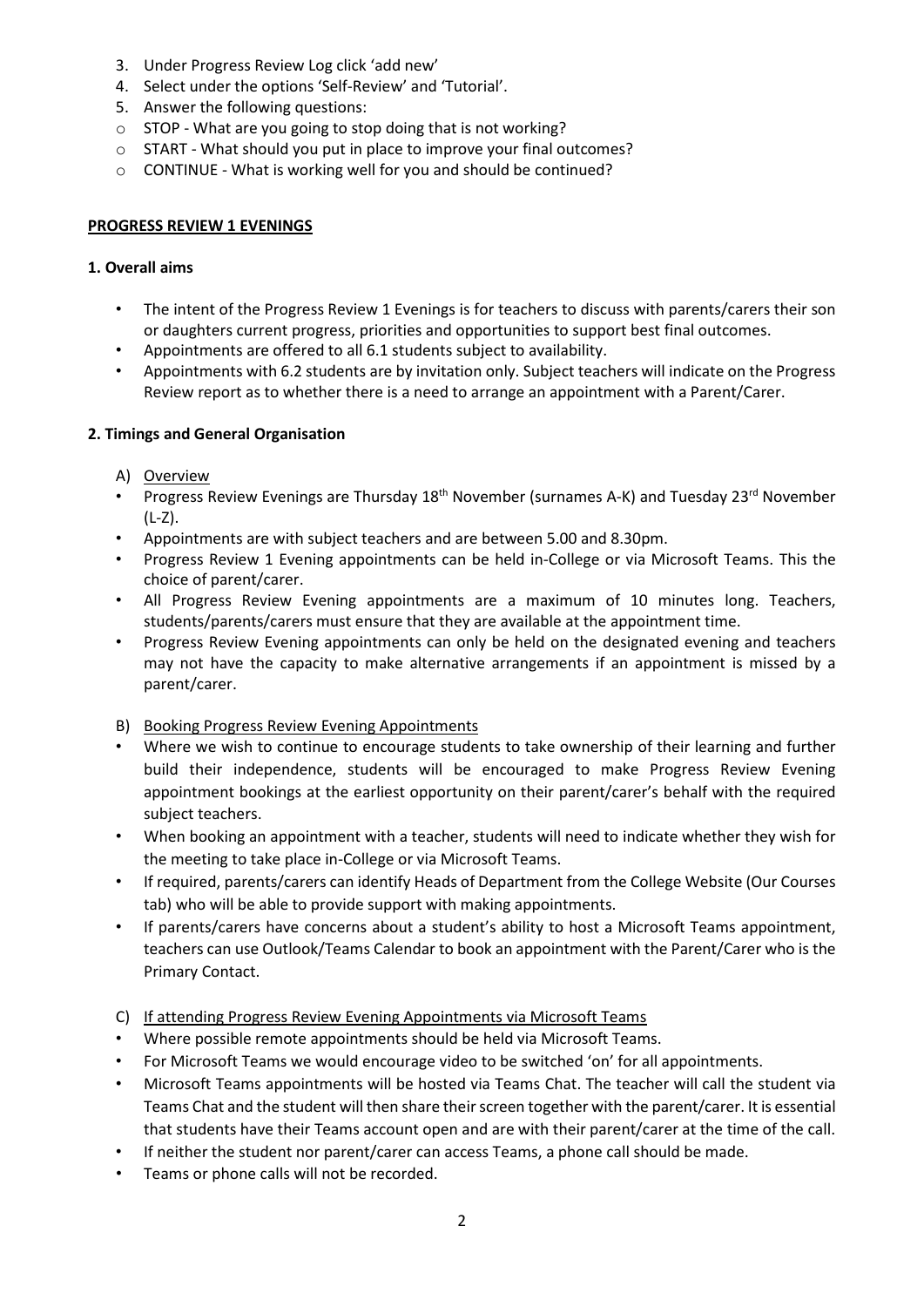3. Under Progress Review Log click 'add new'
4. Select under the options 'Self-Review' and 'Tutorial'.
5. Answer the following questions:
   - STOP - What are you going to stop doing that is not working?
   - START - What should you put in place to improve your final outcomes?
   - CONTINUE - What is working well for you and should be continued?

## PROGRESS REVIEW 1 EVENINGS

### 1. Overall aims

- The intent of the Progress Review 1 Evenings is for teachers to discuss with parents/carers their son or daughters current progress, priorities and opportunities to support best final outcomes.
- Appointments are offered to all 6.1 students subject to availability.
- Appointments with 6.2 students are by invitation only. Subject teachers will indicate on the Progress Review report as to whether there is a need to arrange an appointment with a Parent/Carer.

### 2. Timings and General Organisation

A) Overview

- Progress Review Evenings are Thursday 18th November (surnames A-K) and Tuesday 23rd November (L-Z).
- Appointments are with subject teachers and are between 5.00 and 8.30pm.
- Progress Review 1 Evening appointments can be held in-College or via Microsoft Teams. This the choice of parent/carer.
- All Progress Review Evening appointments are a maximum of 10 minutes long. Teachers, students/parents/carers must ensure that they are available at the appointment time.
- Progress Review Evening appointments can only be held on the designated evening and teachers may not have the capacity to make alternative arrangements if an appointment is missed by a parent/carer.

B) Booking Progress Review Evening Appointments

- Where we wish to continue to encourage students to take ownership of their learning and further build their independence, students will be encouraged to make Progress Review Evening appointment bookings at the earliest opportunity on their parent/carer's behalf with the required subject teachers.
- When booking an appointment with a teacher, students will need to indicate whether they wish for the meeting to take place in-College or via Microsoft Teams.
- If required, parents/carers can identify Heads of Department from the College Website (Our Courses tab) who will be able to provide support with making appointments.
- If parents/carers have concerns about a student's ability to host a Microsoft Teams appointment, teachers can use Outlook/Teams Calendar to book an appointment with the Parent/Carer who is the Primary Contact.

C) If attending Progress Review Evening Appointments via Microsoft Teams

- Where possible remote appointments should be held via Microsoft Teams.
- For Microsoft Teams we would encourage video to be switched 'on' for all appointments.
- Microsoft Teams appointments will be hosted via Teams Chat. The teacher will call the student via Teams Chat and the student will then share their screen together with the parent/carer. It is essential that students have their Teams account open and are with their parent/carer at the time of the call.
- If neither the student nor parent/carer can access Teams, a phone call should be made.
- Teams or phone calls will not be recorded.